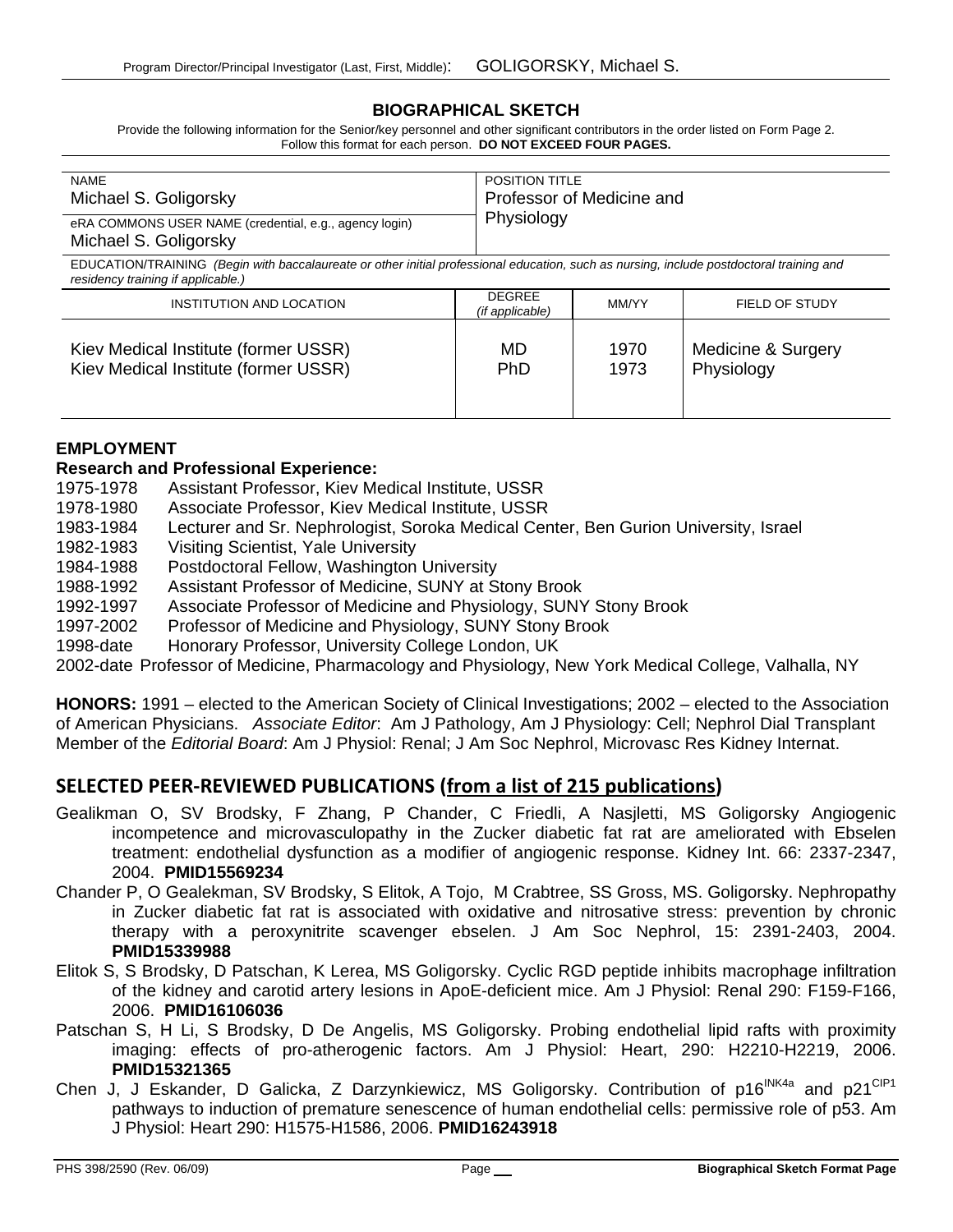# BIOGRAPHICAL SKETCH

Provide the following information for the Senior/key personnel and other significant contributors in the order listed on Form Page 2.
Follow this format for each person. **DO NOT EXCEED FOUR PAGES.**

| NAME | POSITION TITLE |
|---|---|
| Michael S. Goligorsky | Professor of Medicine and Physiology |
| eRA COMMONS USER NAME (credential, e.g., agency login)<br>Michael S. Goligorsky | |

EDUCATION/TRAINING *(Begin with baccalaureate or other initial professional education, such as nursing, include postdoctoral training and residency training if applicable.)*

| INSTITUTION AND LOCATION | DEGREE *(if applicable)* | MM/YY | FIELD OF STUDY |
|---|---|---|---|
| Kiev Medical Institute (former USSR) | MD | 1970 | Medicine & Surgery |
| Kiev Medical Institute (former USSR) | PhD | 1973 | Physiology |

## EMPLOYMENT

### Research and Professional Experience:

1975-1978 Assistant Professor, Kiev Medical Institute, USSR
1978-1980 Associate Professor, Kiev Medical Institute, USSR
1983-1984 Lecturer and Sr. Nephrologist, Soroka Medical Center, Ben Gurion University, Israel
1982-1983 Visiting Scientist, Yale University
1984-1988 Postdoctoral Fellow, Washington University
1988-1992 Assistant Professor of Medicine, SUNY at Stony Brook
1992-1997 Associate Professor of Medicine and Physiology, SUNY Stony Brook
1997-2002 Professor of Medicine and Physiology, SUNY Stony Brook
1998-date Honorary Professor, University College London, UK
2002-date Professor of Medicine, Pharmacology and Physiology, New York Medical College, Valhalla, NY

**HONORS:** 1991 – elected to the American Society of Clinical Investigations; 2002 – elected to the Association of American Physicians. *Associate Editor*: Am J Pathology, Am J Physiology: Cell; Nephrol Dial Transplant Member of the *Editorial Board*: Am J Physiol: Renal; J Am Soc Nephrol, Microvasc Res Kidney Internat.

## SELECTED PEER-REVIEWED PUBLICATIONS (from a list of 215 publications)

Gealikman O, SV Brodsky, F Zhang, P Chander, C Friedli, A Nasjletti, MS Goligorsky Angiogenic incompetence and microvasculopathy in the Zucker diabetic fat rat are ameliorated with Ebselen treatment: endothelial dysfunction as a modifier of angiogenic response. Kidney Int. 66: 2337-2347, 2004. **PMID15569234**

Chander P, O Gealekman, SV Brodsky, S Elitok, A Tojo, M Crabtree, SS Gross, MS. Goligorsky. Nephropathy in Zucker diabetic fat rat is associated with oxidative and nitrosative stress: prevention by chronic therapy with a peroxynitrite scavenger ebselen. J Am Soc Nephrol, 15: 2391-2403, 2004. **PMID15339988**

Elitok S, S Brodsky, D Patschan, K Lerea, MS Goligorsky. Cyclic RGD peptide inhibits macrophage infiltration of the kidney and carotid artery lesions in ApoE-deficient mice. Am J Physiol: Renal 290: F159-F166, 2006. **PMID16106036**

Patschan S, H Li, S Brodsky, D De Angelis, MS Goligorsky. Probing endothelial lipid rafts with proximity imaging: effects of pro-atherogenic factors. Am J Physiol: Heart, 290: H2210-H2219, 2006. **PMID15321365**

Chen J, J Eskander, D Galicka, Z Darzynkiewicz, MS Goligorsky. Contribution of $p16^{INK4a}$ and $p21^{CIP1}$ pathways to induction of premature senescence of human endothelial cells: permissive role of p53. Am J Physiol: Heart 290: H1575-H1586, 2006. **PMID16243918**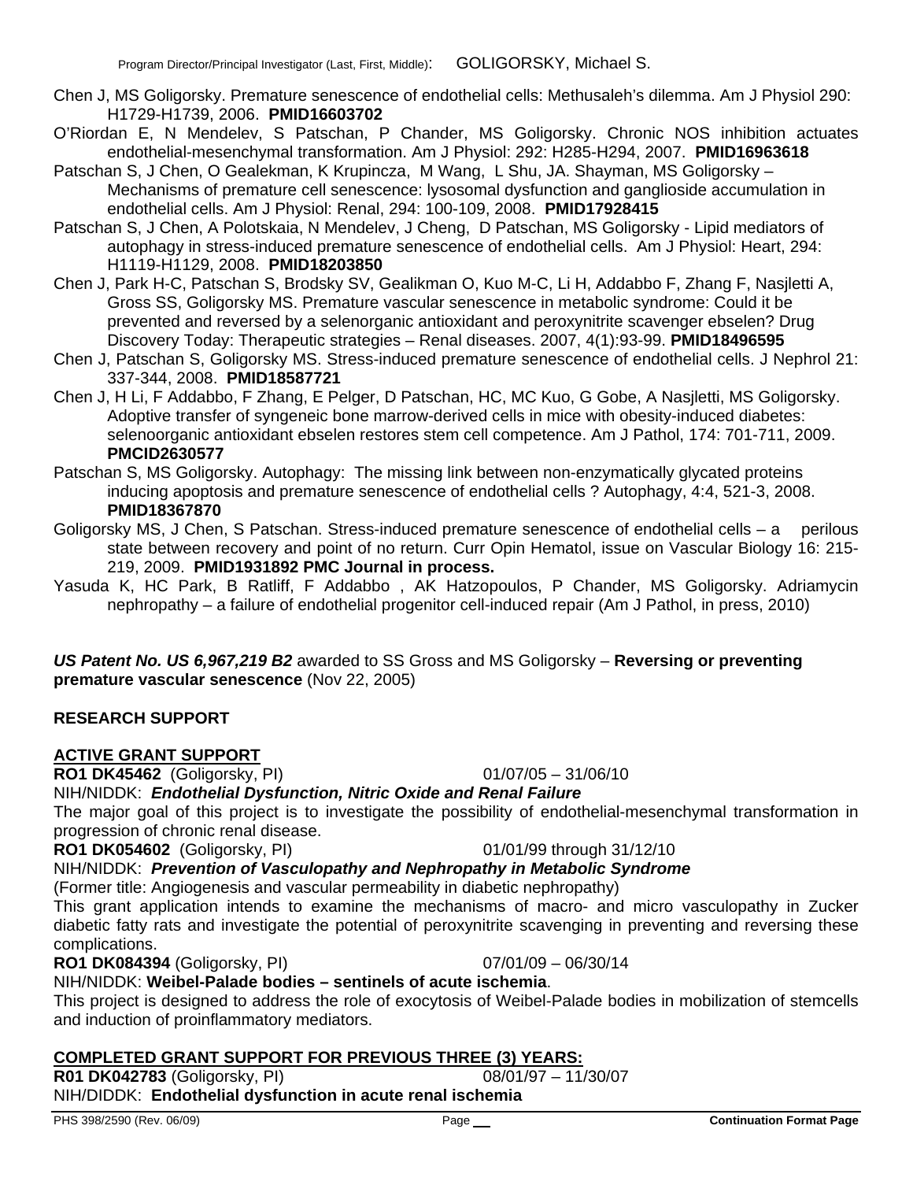Chen J, MS Goligorsky. Premature senescence of endothelial cells: Methusaleh's dilemma. Am J Physiol 290: H1729-H1739, 2006. **PMID16603702**

O'Riordan E, N Mendelev, S Patschan, P Chander, MS Goligorsky. Chronic NOS inhibition actuates endothelial-mesenchymal transformation. Am J Physiol: 292: H285-H294, 2007. **PMID16963618**

Patschan S, J Chen, O Gealekman, K Krupincza, M Wang, L Shu, JA. Shayman, MS Goligorsky – Mechanisms of premature cell senescence: lysosomal dysfunction and ganglioside accumulation in endothelial cells. Am J Physiol: Renal, 294: 100-109, 2008. **PMID17928415**

Patschan S, J Chen, A Polotskaia, N Mendelev, J Cheng, D Patschan, MS Goligorsky - Lipid mediators of autophagy in stress-induced premature senescence of endothelial cells. Am J Physiol: Heart, 294: H1119-H1129, 2008. **PMID18203850**

Chen J, Park H-C, Patschan S, Brodsky SV, Gealikman O, Kuo M-C, Li H, Addabbo F, Zhang F, Nasjletti A, Gross SS, Goligorsky MS. Premature vascular senescence in metabolic syndrome: Could it be prevented and reversed by a selenorganic antioxidant and peroxynitrite scavenger ebselen? Drug Discovery Today: Therapeutic strategies – Renal diseases. 2007, 4(1):93-99. **PMID18496595**

Chen J, Patschan S, Goligorsky MS. Stress-induced premature senescence of endothelial cells. J Nephrol 21: 337-344, 2008. **PMID18587721**

Chen J, H Li, F Addabbo, F Zhang, E Pelger, D Patschan, HC, MC Kuo, G Gobe, A Nasjletti, MS Goligorsky. Adoptive transfer of syngeneic bone marrow-derived cells in mice with obesity-induced diabetes: selenoorganic antioxidant ebselen restores stem cell competence. Am J Pathol, 174: 701-711, 2009. **PMCID2630577**

Patschan S, MS Goligorsky. Autophagy: The missing link between non-enzymatically glycated proteins inducing apoptosis and premature senescence of endothelial cells ? Autophagy, 4:4, 521-3, 2008. **PMID18367870**

Goligorsky MS, J Chen, S Patschan. Stress-induced premature senescence of endothelial cells – a perilous state between recovery and point of no return. Curr Opin Hematol, issue on Vascular Biology 16: 215-219, 2009. **PMID1931892 PMC Journal in process.**

Yasuda K, HC Park, B Ratliff, F Addabbo , AK Hatzopoulos, P Chander, MS Goligorsky. Adriamycin nephropathy – a failure of endothelial progenitor cell-induced repair (Am J Pathol, in press, 2010)

***US Patent No. US 6,967,219 B2*** awarded to SS Gross and MS Goligorsky – **Reversing or preventing premature vascular senescence** (Nov 22, 2005)

## RESEARCH SUPPORT

### ACTIVE GRANT SUPPORT

**RO1 DK45462** (Goligorsky, PI) 01/07/05 – 31/06/10

NIH/NIDDK: ***Endothelial Dysfunction, Nitric Oxide and Renal Failure***

The major goal of this project is to investigate the possibility of endothelial-mesenchymal transformation in progression of chronic renal disease.

**RO1 DK054602** (Goligorsky, PI) 01/01/99 through 31/12/10

NIH/NIDDK: ***Prevention of Vasculopathy and Nephropathy in Metabolic Syndrome***

(Former title: Angiogenesis and vascular permeability in diabetic nephropathy)

This grant application intends to examine the mechanisms of macro- and micro vasculopathy in Zucker diabetic fatty rats and investigate the potential of peroxynitrite scavenging in preventing and reversing these complications.

**RO1 DK084394** (Goligorsky, PI) 07/01/09 – 06/30/14

NIH/NIDDK: **Weibel-Palade bodies – sentinels of acute ischemia**.

This project is designed to address the role of exocytosis of Weibel-Palade bodies in mobilization of stemcells and induction of proinflammatory mediators.

### COMPLETED GRANT SUPPORT FOR PREVIOUS THREE (3) YEARS:

**R01 DK042783** (Goligorsky, PI) 08/01/97 – 11/30/07

NIH/DIDDK: **Endothelial dysfunction in acute renal ischemia**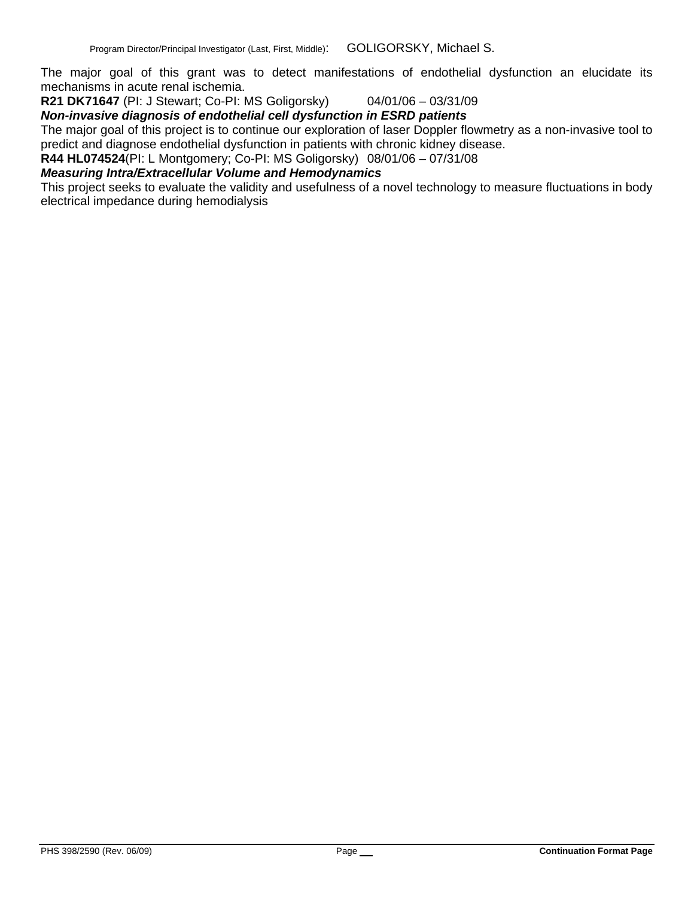The major goal of this grant was to detect manifestations of endothelial dysfunction an elucidate its mechanisms in acute renal ischemia.

**R21 DK71647** (PI: J Stewart; Co-PI: MS Goligorsky) 04/01/06 – 03/31/09

***Non-invasive diagnosis of endothelial cell dysfunction in ESRD patients***

The major goal of this project is to continue our exploration of laser Doppler flowmetry as a non-invasive tool to predict and diagnose endothelial dysfunction in patients with chronic kidney disease.

**R44 HL074524**(PI: L Montgomery; Co-PI: MS Goligorsky) 08/01/06 – 07/31/08

***Measuring Intra/Extracellular Volume and Hemodynamics***

This project seeks to evaluate the validity and usefulness of a novel technology to measure fluctuations in body electrical impedance during hemodialysis